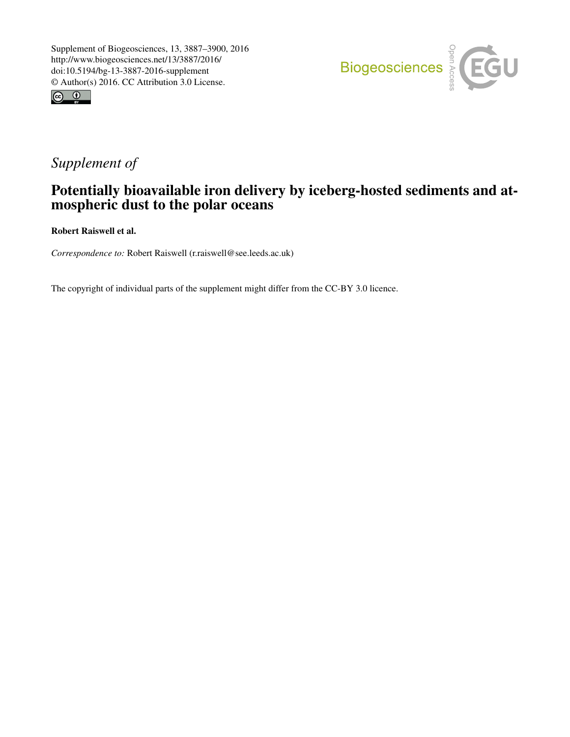Supplement of Biogeosciences, 13, 3887–3900, 2016
http://www.biogeosciences.net/13/3887/2016/
doi:10.5194/bg-13-3887-2016-supplement
© Author(s) 2016. CC Attribution 3.0 License.

*Supplement of*

# Potentially bioavailable iron delivery by iceberg-hosted sediments and atmospheric dust to the polar oceans

**Robert Raiswell et al.**

*Correspondence to:* Robert Raiswell (r.raiswell@see.leeds.ac.uk)

The copyright of individual parts of the supplement might differ from the CC-BY 3.0 licence.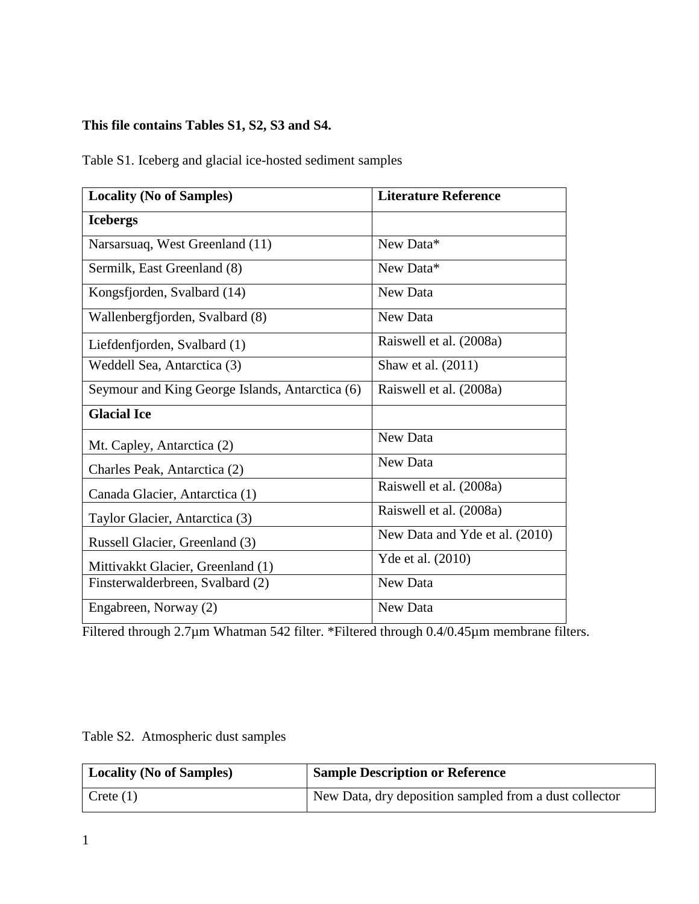**This file contains Tables S1, S2, S3 and S4.**

Table S1. Iceberg and glacial ice-hosted sediment samples

| Locality (No of Samples) | Literature Reference |
|---|---|
| **Icebergs** | |
| Narsarsuaq, West Greenland (11) | New Data* |
| Sermilk, East Greenland (8) | New Data* |
| Kongsfjorden, Svalbard (14) | New Data |
| Wallenbergfjorden, Svalbard (8) | New Data |
| Liefdenfjorden, Svalbard (1) | Raiswell et al. (2008a) |
| Weddell Sea, Antarctica (3) | Shaw et al. (2011) |
| Seymour and King George Islands, Antarctica (6) | Raiswell et al. (2008a) |
| **Glacial Ice** | |
| Mt. Capley, Antarctica (2) | New Data |
| Charles Peak, Antarctica (2) | New Data |
| Canada Glacier, Antarctica (1) | Raiswell et al. (2008a) |
| Taylor Glacier, Antarctica (3) | Raiswell et al. (2008a) |
| Russell Glacier, Greenland (3) | New Data and Yde et al. (2010) |
| Mittivakkt Glacier, Greenland (1) | Yde et al. (2010) |
| Finsterwalderbreen, Svalbard (2) | New Data |
| Engabreen, Norway (2) | New Data |

Filtered through 2.7µm Whatman 542 filter. *Filtered through 0.4/0.45µm membrane filters.

Table S2. Atmospheric dust samples

| Locality (No of Samples) | Sample Description or Reference |
|---|---|
| Crete (1) | New Data, dry deposition sampled from a dust collector |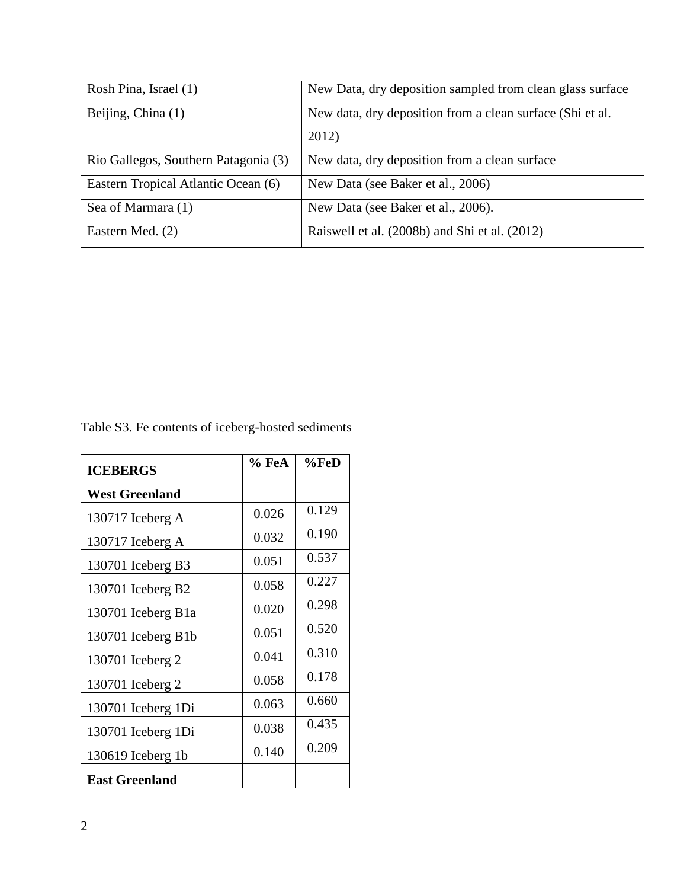| | |
|---|---|
| Rosh Pina, Israel (1) | New Data, dry deposition sampled from clean glass surface |
| Beijing, China (1) | New data, dry deposition from a clean surface (Shi et al. 2012) |
| Rio Gallegos, Southern Patagonia (3) | New data, dry deposition from a clean surface |
| Eastern Tropical Atlantic Ocean (6) | New Data (see Baker et al., 2006) |
| Sea of Marmara (1) | New Data (see Baker et al., 2006). |
| Eastern Med. (2) | Raiswell et al. (2008b) and Shi et al. (2012) |

Table S3. Fe contents of iceberg-hosted sediments

| **ICEBERGS** | **% FeA** | **%FeD** |
|---|---|---|
| **West Greenland** | | |
| 130717 Iceberg A | 0.026 | 0.129 |
| 130717 Iceberg A | 0.032 | 0.190 |
| 130701 Iceberg B3 | 0.051 | 0.537 |
| 130701 Iceberg B2 | 0.058 | 0.227 |
| 130701 Iceberg B1a | 0.020 | 0.298 |
| 130701 Iceberg B1b | 0.051 | 0.520 |
| 130701 Iceberg 2 | 0.041 | 0.310 |
| 130701 Iceberg 2 | 0.058 | 0.178 |
| 130701 Iceberg 1Di | 0.063 | 0.660 |
| 130701 Iceberg 1Di | 0.038 | 0.435 |
| 130619 Iceberg 1b | 0.140 | 0.209 |
| **East Greenland** | | |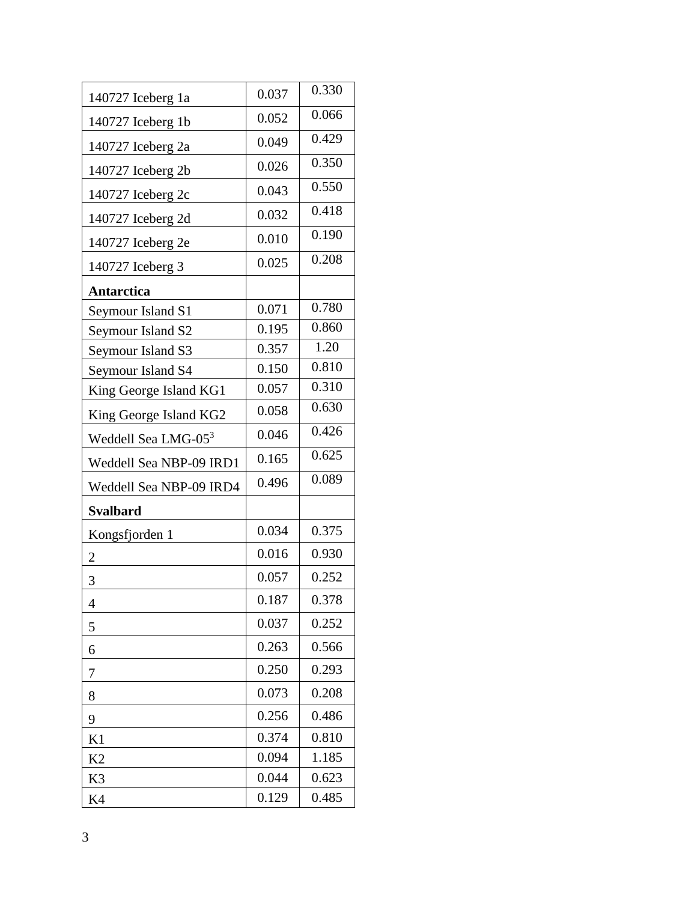| | | |
|---|---|---|
| 140727 Iceberg 1a | 0.037 | 0.330 |
| 140727 Iceberg 1b | 0.052 | 0.066 |
| 140727 Iceberg 2a | 0.049 | 0.429 |
| 140727 Iceberg 2b | 0.026 | 0.350 |
| 140727 Iceberg 2c | 0.043 | 0.550 |
| 140727 Iceberg 2d | 0.032 | 0.418 |
| 140727 Iceberg 2e | 0.010 | 0.190 |
| 140727 Iceberg 3 | 0.025 | 0.208 |
| **Antarctica** | | |
| Seymour Island S1 | 0.071 | 0.780 |
| Seymour Island S2 | 0.195 | 0.860 |
| Seymour Island S3 | 0.357 | 1.20 |
| Seymour Island S4 | 0.150 | 0.810 |
| King George Island KG1 | 0.057 | 0.310 |
| King George Island KG2 | 0.058 | 0.630 |
| Weddell Sea LMG-05[3] | 0.046 | 0.426 |
| Weddell Sea NBP-09 IRD1 | 0.165 | 0.625 |
| Weddell Sea NBP-09 IRD4 | 0.496 | 0.089 |
| **Svalbard** | | |
| Kongsfjorden 1 | 0.034 | 0.375 |
| 2 | 0.016 | 0.930 |
| 3 | 0.057 | 0.252 |
| 4 | 0.187 | 0.378 |
| 5 | 0.037 | 0.252 |
| 6 | 0.263 | 0.566 |
| 7 | 0.250 | 0.293 |
| 8 | 0.073 | 0.208 |
| 9 | 0.256 | 0.486 |
| K1 | 0.374 | 0.810 |
| K2 | 0.094 | 1.185 |
| K3 | 0.044 | 0.623 |
| K4 | 0.129 | 0.485 |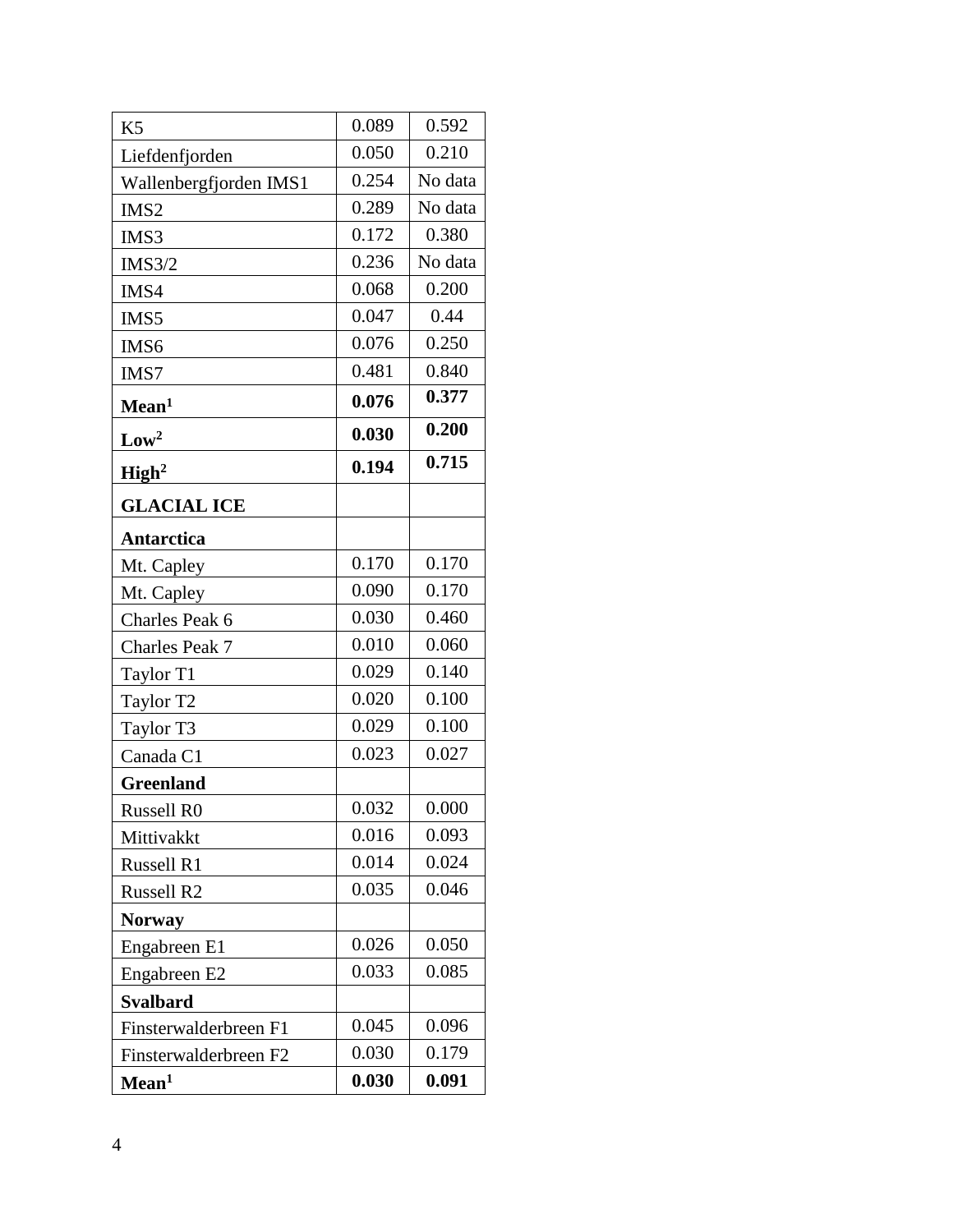| | | |
|---|---|---|
| K5 | 0.089 | 0.592 |
| Liefdenfjorden | 0.050 | 0.210 |
| Wallenbergfjorden IMS1 | 0.254 | No data |
| IMS2 | 0.289 | No data |
| IMS3 | 0.172 | 0.380 |
| IMS3/2 | 0.236 | No data |
| IMS4 | 0.068 | 0.200 |
| IMS5 | 0.047 | 0.44 |
| IMS6 | 0.076 | 0.250 |
| IMS7 | 0.481 | 0.840 |
| **Mean[1]** | **0.076** | **0.377** |
| **Low[2]** | **0.030** | **0.200** |
| **High[2]** | **0.194** | **0.715** |
| **GLACIAL ICE** | | |
| **Antarctica** | | |
| Mt. Capley | 0.170 | 0.170 |
| Mt. Capley | 0.090 | 0.170 |
| Charles Peak 6 | 0.030 | 0.460 |
| Charles Peak 7 | 0.010 | 0.060 |
| Taylor T1 | 0.029 | 0.140 |
| Taylor T2 | 0.020 | 0.100 |
| Taylor T3 | 0.029 | 0.100 |
| Canada C1 | 0.023 | 0.027 |
| **Greenland** | | |
| Russell R0 | 0.032 | 0.000 |
| Mittivakkt | 0.016 | 0.093 |
| Russell R1 | 0.014 | 0.024 |
| Russell R2 | 0.035 | 0.046 |
| **Norway** | | |
| Engabreen E1 | 0.026 | 0.050 |
| Engabreen E2 | 0.033 | 0.085 |
| **Svalbard** | | |
| Finsterwalderbreen F1 | 0.045 | 0.096 |
| Finsterwalderbreen F2 | 0.030 | 0.179 |
| **Mean[1]** | **0.030** | **0.091** |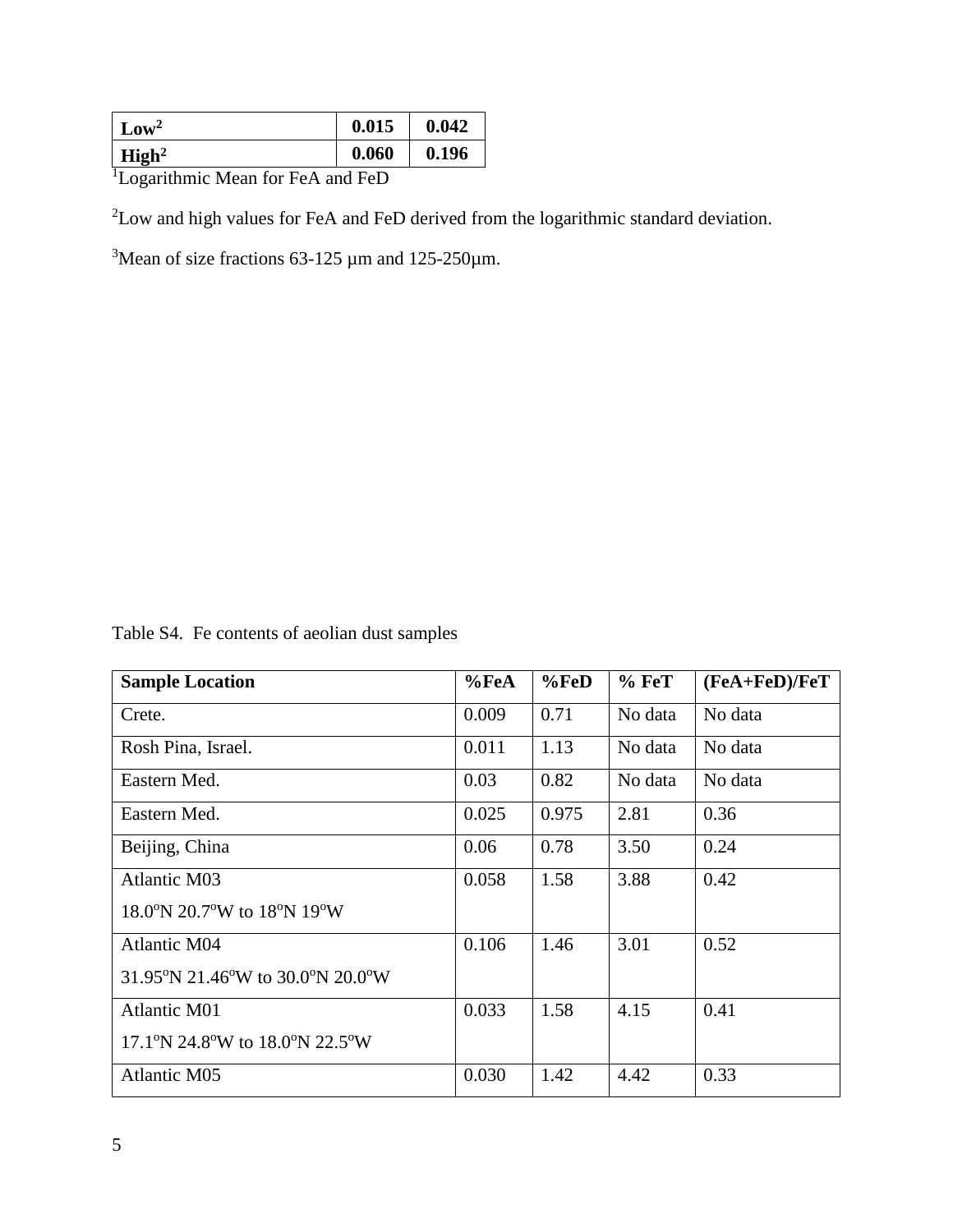| Low[2] | 0.015 | 0.042 |
|---|---|---|
| High[2] | 0.060 | 0.196 |

[1]Logarithmic Mean for FeA and FeD

[2]Low and high values for FeA and FeD derived from the logarithmic standard deviation.

[3]Mean of size fractions 63-125 µm and 125-250µm.

Table S4. Fe contents of aeolian dust samples

| Sample Location | %FeA | %FeD | % FeT | (FeA+FeD)/FeT |
|---|---|---|---|---|
| Crete. | 0.009 | 0.71 | No data | No data |
| Rosh Pina, Israel. | 0.011 | 1.13 | No data | No data |
| Eastern Med. | 0.03 | 0.82 | No data | No data |
| Eastern Med. | 0.025 | 0.975 | 2.81 | 0.36 |
| Beijing, China | 0.06 | 0.78 | 3.50 | 0.24 |
| Atlantic M03<br>18.0°N 20.7°W to 18°N 19°W | 0.058 | 1.58 | 3.88 | 0.42 |
| Atlantic M04<br>31.95°N 21.46°W to 30.0°N 20.0°W | 0.106 | 1.46 | 3.01 | 0.52 |
| Atlantic M01<br>17.1°N 24.8°W to 18.0°N 22.5°W | 0.033 | 1.58 | 4.15 | 0.41 |
| Atlantic M05 | 0.030 | 1.42 | 4.42 | 0.33 |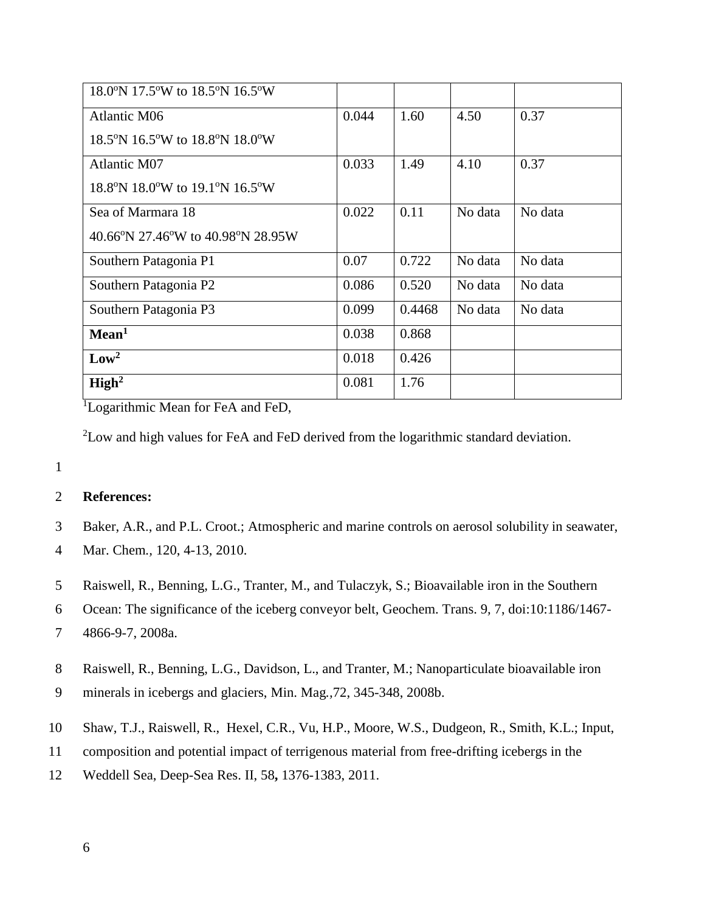| | | | | |
|---|---|---|---|---|
| 18.0°N 17.5°W to 18.5°N 16.5°W | | | | |
| Atlantic M06<br>18.5°N 16.5°W to 18.8°N 18.0°W | 0.044 | 1.60 | 4.50 | 0.37 |
| Atlantic M07<br>18.8°N 18.0°W to 19.1°N 16.5°W | 0.033 | 1.49 | 4.10 | 0.37 |
| Sea of Marmara 18<br>40.66°N 27.46°W to 40.98°N 28.95W | 0.022 | 0.11 | No data | No data |
| Southern Patagonia P1 | 0.07 | 0.722 | No data | No data |
| Southern Patagonia P2 | 0.086 | 0.520 | No data | No data |
| Southern Patagonia P3 | 0.099 | 0.4468 | No data | No data |
| **Mean**[1] | 0.038 | 0.868 | | |
| **Low**[2] | 0.018 | 0.426 | | |
| **High**[2] | 0.081 | 1.76 | | |

[1]Logarithmic Mean for FeA and FeD,

[2]Low and high values for FeA and FeD derived from the logarithmic standard deviation.

**References:**

Baker, A.R., and P.L. Croot.; Atmospheric and marine controls on aerosol solubility in seawater, Mar. Chem., 120, 4-13, 2010.

Raiswell, R., Benning, L.G., Tranter, M., and Tulaczyk, S.; Bioavailable iron in the Southern Ocean: The significance of the iceberg conveyor belt, Geochem. Trans. 9, 7, doi:10:1186/1467-4866-9-7, 2008a.

Raiswell, R., Benning, L.G., Davidson, L., and Tranter, M.; Nanoparticulate bioavailable iron minerals in icebergs and glaciers, Min. Mag.,72, 345-348, 2008b.

Shaw, T.J., Raiswell, R., Hexel, C.R., Vu, H.P., Moore, W.S., Dudgeon, R., Smith, K.L.; Input, composition and potential impact of terrigenous material from free-drifting icebergs in the Weddell Sea, Deep-Sea Res. II, 58**,** 1376-1383, 2011.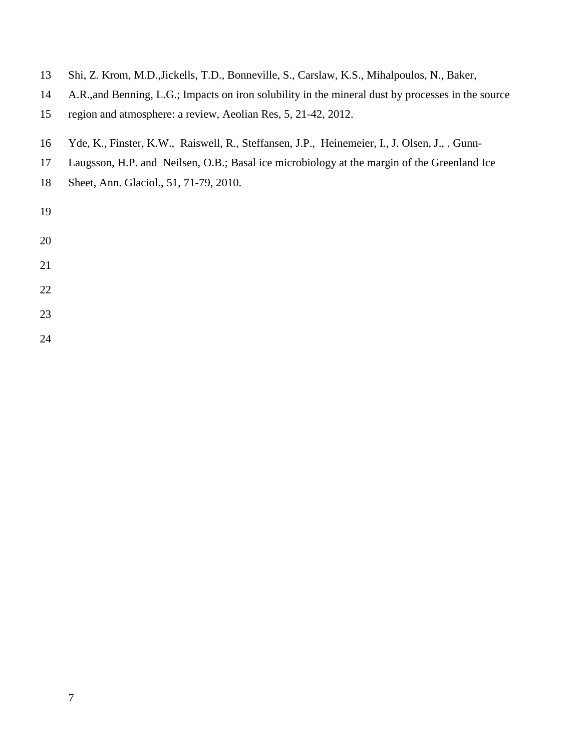Shi, Z. Krom, M.D.,Jickells, T.D., Bonneville, S., Carslaw, K.S., Mihalpoulos, N., Baker, A.R.,and Benning, L.G.; Impacts on iron solubility in the mineral dust by processes in the source region and atmosphere: a review, Aeolian Res, 5, 21-42, 2012.

Yde, K., Finster, K.W., Raiswell, R., Steffansen, J.P., Heinemeier, I., J. Olsen, J., . Gunn-Laugsson, H.P. and Neilsen, O.B.; Basal ice microbiology at the margin of the Greenland Ice Sheet, Ann. Glaciol., 51, 71-79, 2010.